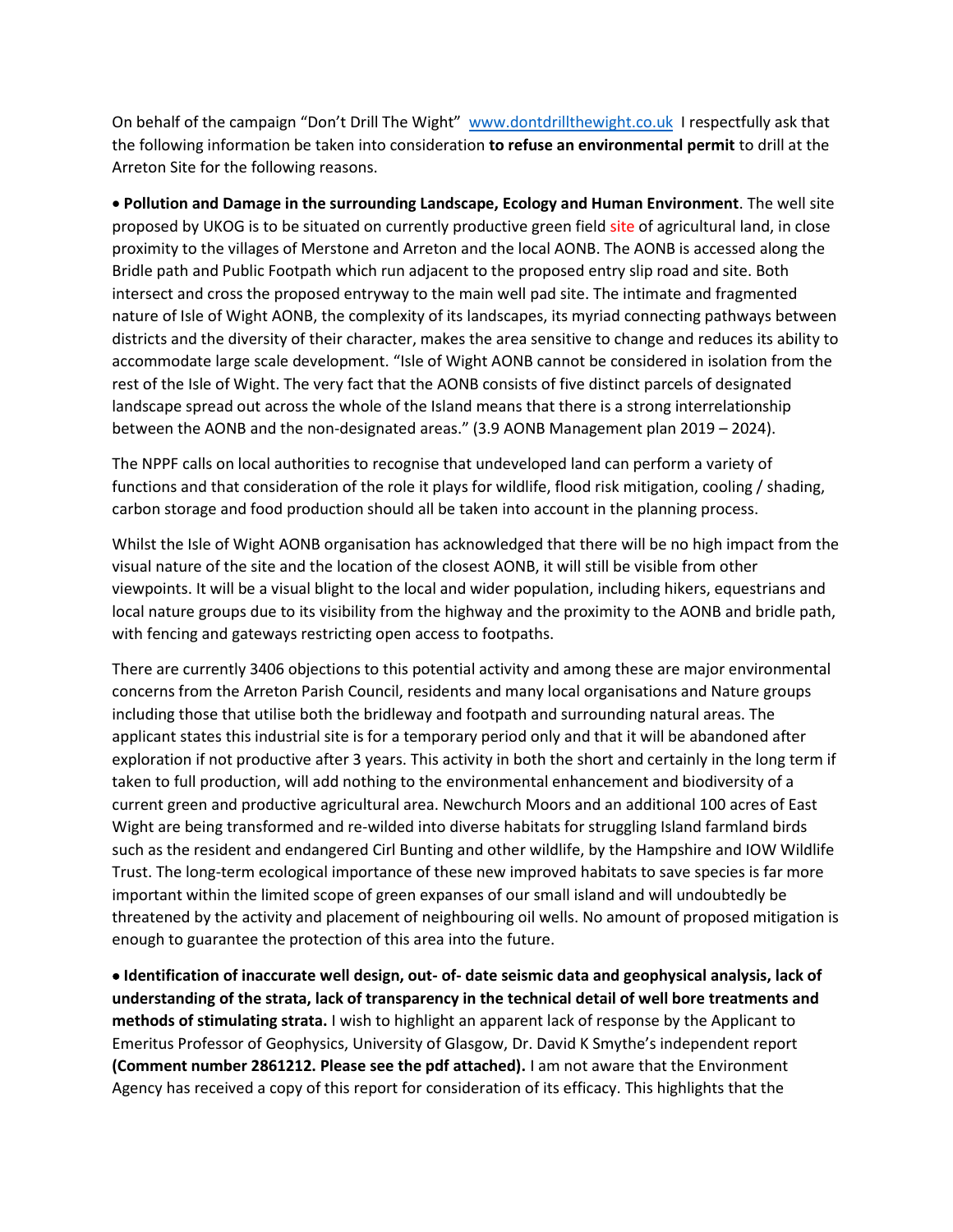On behalf of the campaign "Don't Drill The Wight" www.dontdrillthewight.co.uk I respectfully ask that the following information be taken into consideration **to refuse an environmental permit** to drill at the Arreton Site for the following reasons.

- **Pollution and Damage in the surrounding Landscape, Ecology and Human Environment**. The well site proposed by UKOG is to be situated on currently productive green field site of agricultural land, in close proximity to the villages of Merstone and Arreton and the local AONB. The AONB is accessed along the Bridle path and Public Footpath which run adjacent to the proposed entry slip road and site. Both intersect and cross the proposed entryway to the main well pad site. The intimate and fragmented nature of Isle of Wight AONB, the complexity of its landscapes, its myriad connecting pathways between districts and the diversity of their character, makes the area sensitive to change and reduces its ability to accommodate large scale development. "Isle of Wight AONB cannot be considered in isolation from the rest of the Isle of Wight. The very fact that the AONB consists of five distinct parcels of designated landscape spread out across the whole of the Island means that there is a strong interrelationship between the AONB and the non-designated areas." (3.9 AONB Management plan 2019 – 2024).

The NPPF calls on local authorities to recognise that undeveloped land can perform a variety of functions and that consideration of the role it plays for wildlife, flood risk mitigation, cooling / shading, carbon storage and food production should all be taken into account in the planning process.

Whilst the Isle of Wight AONB organisation has acknowledged that there will be no high impact from the visual nature of the site and the location of the closest AONB, it will still be visible from other viewpoints. It will be a visual blight to the local and wider population, including hikers, equestrians and local nature groups due to its visibility from the highway and the proximity to the AONB and bridle path, with fencing and gateways restricting open access to footpaths.

There are currently 3406 objections to this potential activity and among these are major environmental concerns from the Arreton Parish Council, residents and many local organisations and Nature groups including those that utilise both the bridleway and footpath and surrounding natural areas. The applicant states this industrial site is for a temporary period only and that it will be abandoned after exploration if not productive after 3 years. This activity in both the short and certainly in the long term if taken to full production, will add nothing to the environmental enhancement and biodiversity of a current green and productive agricultural area. Newchurch Moors and an additional 100 acres of East Wight are being transformed and re-wilded into diverse habitats for struggling Island farmland birds such as the resident and endangered Cirl Bunting and other wildlife, by the Hampshire and IOW Wildlife Trust. The long-term ecological importance of these new improved habitats to save species is far more important within the limited scope of green expanses of our small island and will undoubtedly be threatened by the activity and placement of neighbouring oil wells. No amount of proposed mitigation is enough to guarantee the protection of this area into the future.

- **Identification of inaccurate well design, out- of- date seismic data and geophysical analysis, lack of understanding of the strata, lack of transparency in the technical detail of well bore treatments and methods of stimulating strata.** I wish to highlight an apparent lack of response by the Applicant to Emeritus Professor of Geophysics, University of Glasgow, Dr. David K Smythe's independent report **(Comment number 2861212. Please see the pdf attached).** I am not aware that the Environment Agency has received a copy of this report for consideration of its efficacy. This highlights that the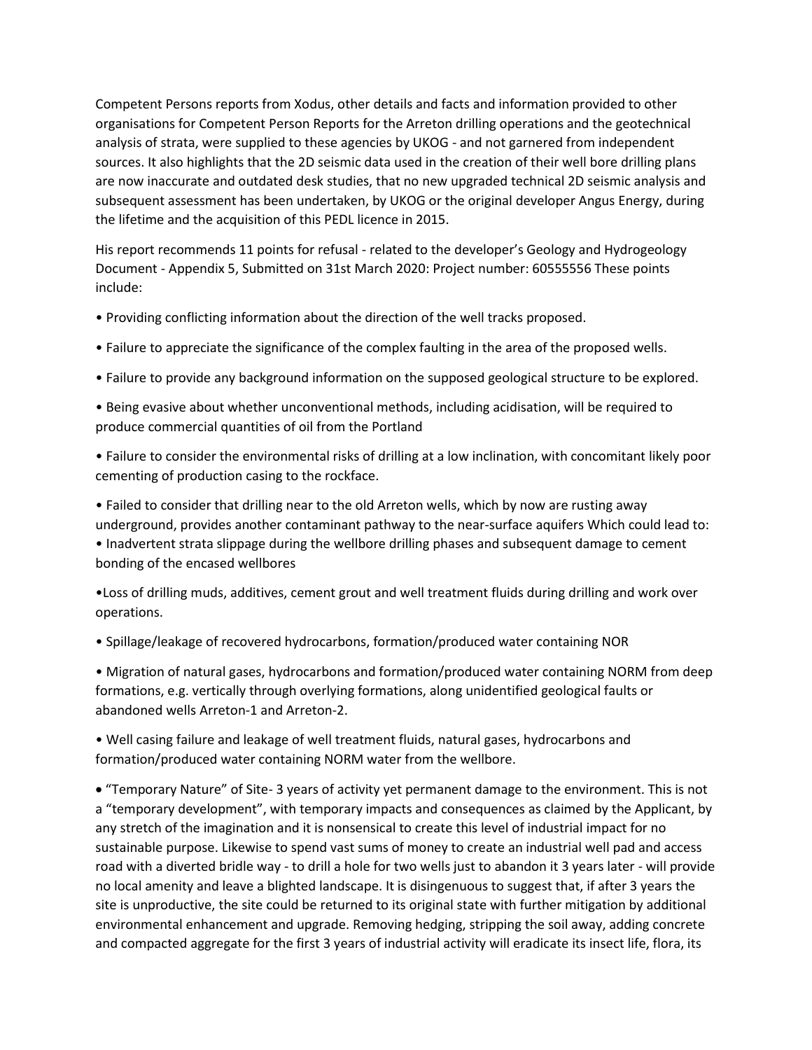Competent Persons reports from Xodus, other details and facts and information provided to other organisations for Competent Person Reports for the Arreton drilling operations and the geotechnical analysis of strata, were supplied to these agencies by UKOG - and not garnered from independent sources. It also highlights that the 2D seismic data used in the creation of their well bore drilling plans are now inaccurate and outdated desk studies, that no new upgraded technical 2D seismic analysis and subsequent assessment has been undertaken, by UKOG or the original developer Angus Energy, during the lifetime and the acquisition of this PEDL licence in 2015.

His report recommends 11 points for refusal - related to the developer's Geology and Hydrogeology Document - Appendix 5, Submitted on 31st March 2020: Project number: 60555556 These points include:

- Providing conflicting information about the direction of the well tracks proposed.
- Failure to appreciate the significance of the complex faulting in the area of the proposed wells.
- Failure to provide any background information on the supposed geological structure to be explored.
- Being evasive about whether unconventional methods, including acidisation, will be required to produce commercial quantities of oil from the Portland
- Failure to consider the environmental risks of drilling at a low inclination, with concomitant likely poor cementing of production casing to the rockface.
- Failed to consider that drilling near to the old Arreton wells, which by now are rusting away underground, provides another contaminant pathway to the near-surface aquifers Which could lead to:
- Inadvertent strata slippage during the wellbore drilling phases and subsequent damage to cement bonding of the encased wellbores
- Loss of drilling muds, additives, cement grout and well treatment fluids during drilling and work over operations.
- Spillage/leakage of recovered hydrocarbons, formation/produced water containing NOR
- Migration of natural gases, hydrocarbons and formation/produced water containing NORM from deep formations, e.g. vertically through overlying formations, along unidentified geological faults or abandoned wells Arreton-1 and Arreton-2.
- Well casing failure and leakage of well treatment fluids, natural gases, hydrocarbons and formation/produced water containing NORM water from the wellbore.
- "Temporary Nature" of Site- 3 years of activity yet permanent damage to the environment. This is not a "temporary development", with temporary impacts and consequences as claimed by the Applicant, by any stretch of the imagination and it is nonsensical to create this level of industrial impact for no sustainable purpose. Likewise to spend vast sums of money to create an industrial well pad and access road with a diverted bridle way - to drill a hole for two wells just to abandon it 3 years later - will provide no local amenity and leave a blighted landscape. It is disingenuous to suggest that, if after 3 years the site is unproductive, the site could be returned to its original state with further mitigation by additional environmental enhancement and upgrade. Removing hedging, stripping the soil away, adding concrete and compacted aggregate for the first 3 years of industrial activity will eradicate its insect life, flora, its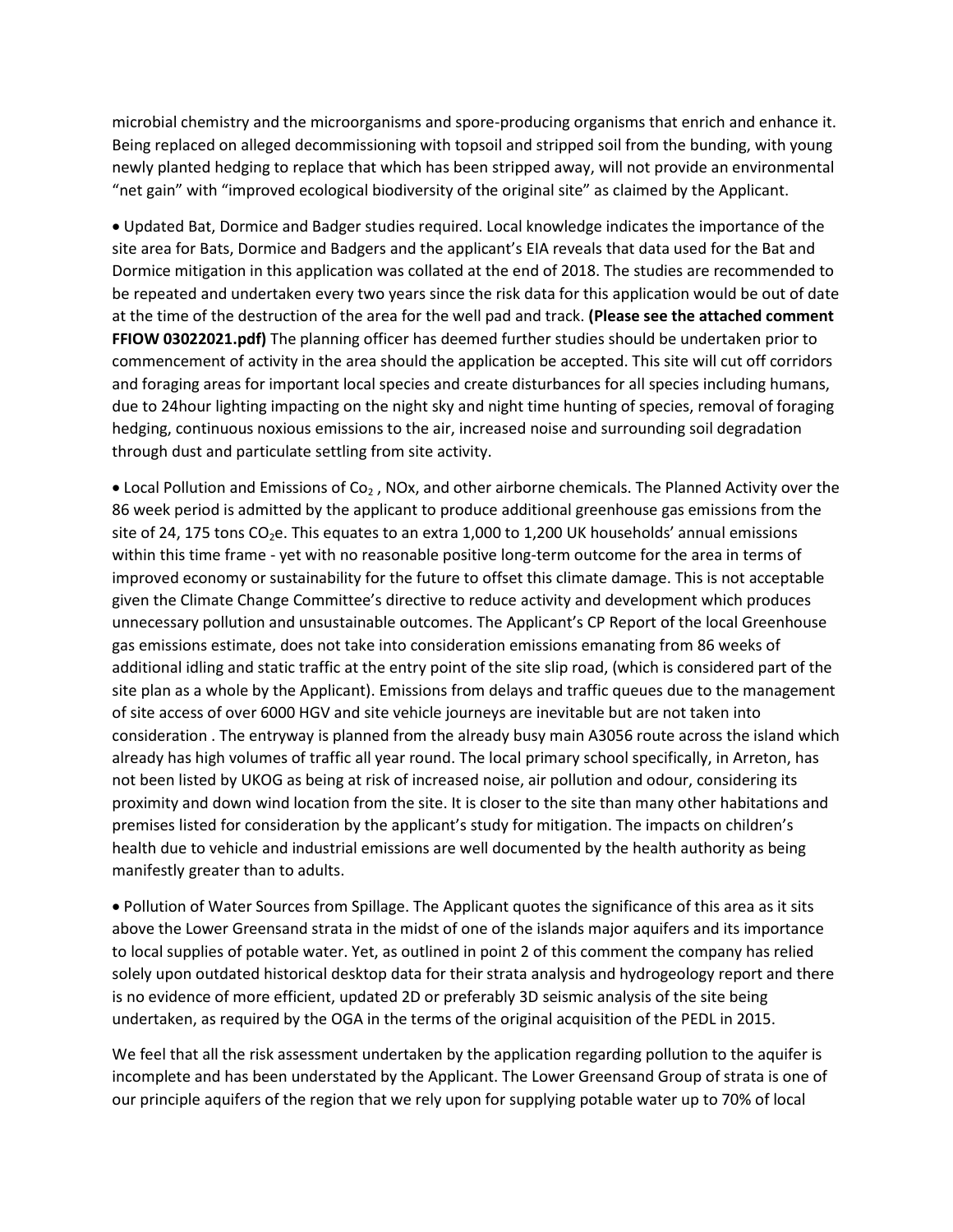microbial chemistry and the microorganisms and spore-producing organisms that enrich and enhance it. Being replaced on alleged decommissioning with topsoil and stripped soil from the bunding, with young newly planted hedging to replace that which has been stripped away, will not provide an environmental "net gain" with "improved ecological biodiversity of the original site" as claimed by the Applicant.

- Updated Bat, Dormice and Badger studies required. Local knowledge indicates the importance of the site area for Bats, Dormice and Badgers and the applicant's EIA reveals that data used for the Bat and Dormice mitigation in this application was collated at the end of 2018. The studies are recommended to be repeated and undertaken every two years since the risk data for this application would be out of date at the time of the destruction of the area for the well pad and track. **(Please see the attached comment FFIOW 03022021.pdf)** The planning officer has deemed further studies should be undertaken prior to commencement of activity in the area should the application be accepted. This site will cut off corridors and foraging areas for important local species and create disturbances for all species including humans, due to 24hour lighting impacting on the night sky and night time hunting of species, removal of foraging hedging, continuous noxious emissions to the air, increased noise and surrounding soil degradation through dust and particulate settling from site activity.

- Local Pollution and Emissions of $Co_2$, NOx, and other airborne chemicals. The Planned Activity over the 86 week period is admitted by the applicant to produce additional greenhouse gas emissions from the site of 24, 175 tons $CO_2$e. This equates to an extra 1,000 to 1,200 UK households' annual emissions within this time frame - yet with no reasonable positive long-term outcome for the area in terms of improved economy or sustainability for the future to offset this climate damage. This is not acceptable given the Climate Change Committee's directive to reduce activity and development which produces unnecessary pollution and unsustainable outcomes. The Applicant's CP Report of the local Greenhouse gas emissions estimate, does not take into consideration emissions emanating from 86 weeks of additional idling and static traffic at the entry point of the site slip road, (which is considered part of the site plan as a whole by the Applicant). Emissions from delays and traffic queues due to the management of site access of over 6000 HGV and site vehicle journeys are inevitable but are not taken into consideration . The entryway is planned from the already busy main A3056 route across the island which already has high volumes of traffic all year round. The local primary school specifically, in Arreton, has not been listed by UKOG as being at risk of increased noise, air pollution and odour, considering its proximity and down wind location from the site. It is closer to the site than many other habitations and premises listed for consideration by the applicant's study for mitigation. The impacts on children's health due to vehicle and industrial emissions are well documented by the health authority as being manifestly greater than to adults.

- Pollution of Water Sources from Spillage. The Applicant quotes the significance of this area as it sits above the Lower Greensand strata in the midst of one of the islands major aquifers and its importance to local supplies of potable water. Yet, as outlined in point 2 of this comment the company has relied solely upon outdated historical desktop data for their strata analysis and hydrogeology report and there is no evidence of more efficient, updated 2D or preferably 3D seismic analysis of the site being undertaken, as required by the OGA in the terms of the original acquisition of the PEDL in 2015.

We feel that all the risk assessment undertaken by the application regarding pollution to the aquifer is incomplete and has been understated by the Applicant. The Lower Greensand Group of strata is one of our principle aquifers of the region that we rely upon for supplying potable water up to 70% of local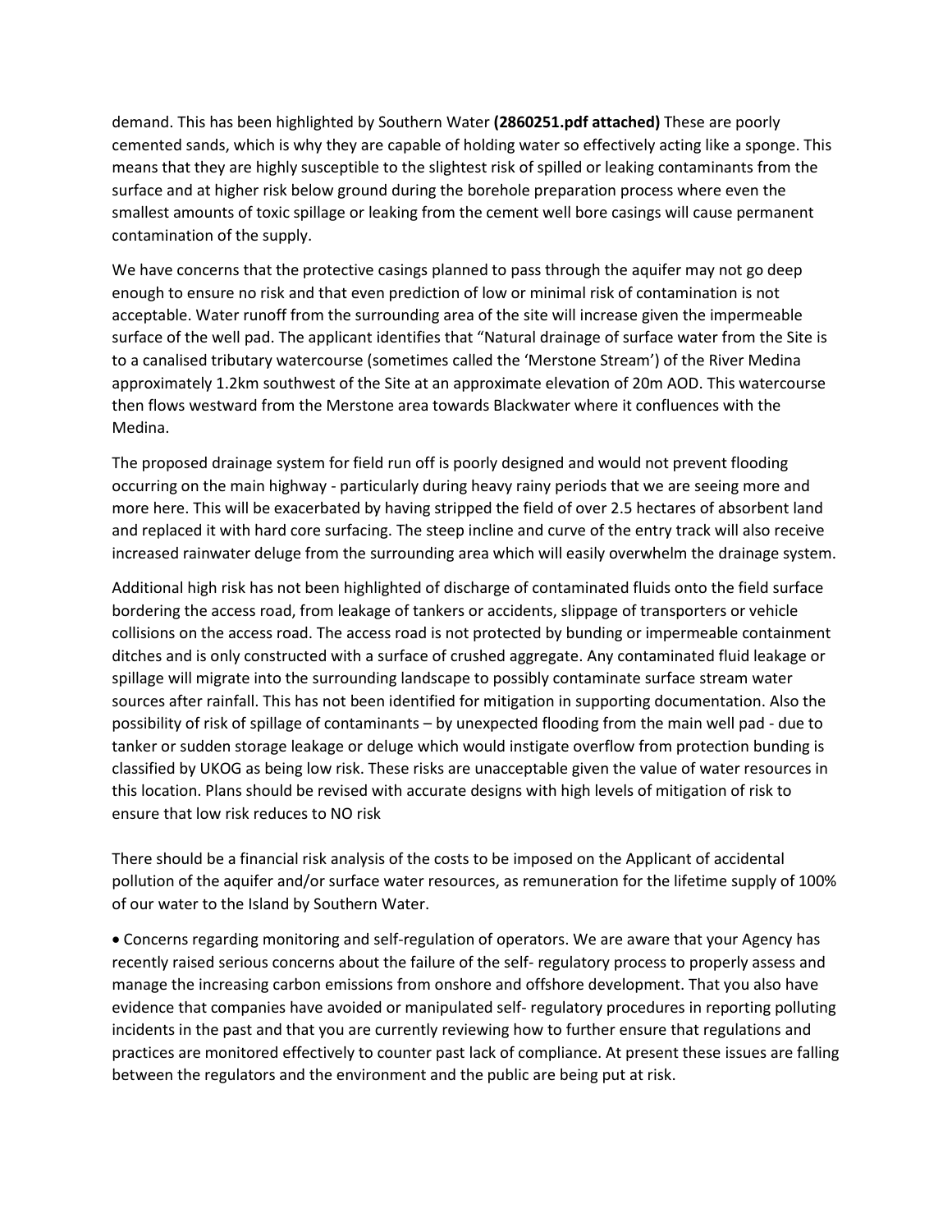demand. This has been highlighted by Southern Water **(2860251.pdf attached)** These are poorly cemented sands, which is why they are capable of holding water so effectively acting like a sponge. This means that they are highly susceptible to the slightest risk of spilled or leaking contaminants from the surface and at higher risk below ground during the borehole preparation process where even the smallest amounts of toxic spillage or leaking from the cement well bore casings will cause permanent contamination of the supply.

We have concerns that the protective casings planned to pass through the aquifer may not go deep enough to ensure no risk and that even prediction of low or minimal risk of contamination is not acceptable. Water runoff from the surrounding area of the site will increase given the impermeable surface of the well pad. The applicant identifies that "Natural drainage of surface water from the Site is to a canalised tributary watercourse (sometimes called the 'Merstone Stream') of the River Medina approximately 1.2km southwest of the Site at an approximate elevation of 20m AOD. This watercourse then flows westward from the Merstone area towards Blackwater where it confluences with the Medina.

The proposed drainage system for field run off is poorly designed and would not prevent flooding occurring on the main highway - particularly during heavy rainy periods that we are seeing more and more here. This will be exacerbated by having stripped the field of over 2.5 hectares of absorbent land and replaced it with hard core surfacing. The steep incline and curve of the entry track will also receive increased rainwater deluge from the surrounding area which will easily overwhelm the drainage system.

Additional high risk has not been highlighted of discharge of contaminated fluids onto the field surface bordering the access road, from leakage of tankers or accidents, slippage of transporters or vehicle collisions on the access road. The access road is not protected by bunding or impermeable containment ditches and is only constructed with a surface of crushed aggregate. Any contaminated fluid leakage or spillage will migrate into the surrounding landscape to possibly contaminate surface stream water sources after rainfall. This has not been identified for mitigation in supporting documentation. Also the possibility of risk of spillage of contaminants – by unexpected flooding from the main well pad - due to tanker or sudden storage leakage or deluge which would instigate overflow from protection bunding is classified by UKOG as being low risk. These risks are unacceptable given the value of water resources in this location. Plans should be revised with accurate designs with high levels of mitigation of risk to ensure that low risk reduces to NO risk

There should be a financial risk analysis of the costs to be imposed on the Applicant of accidental pollution of the aquifer and/or surface water resources, as remuneration for the lifetime supply of 100% of our water to the Island by Southern Water.

- Concerns regarding monitoring and self-regulation of operators. We are aware that your Agency has recently raised serious concerns about the failure of the self- regulatory process to properly assess and manage the increasing carbon emissions from onshore and offshore development. That you also have evidence that companies have avoided or manipulated self- regulatory procedures in reporting polluting incidents in the past and that you are currently reviewing how to further ensure that regulations and practices are monitored effectively to counter past lack of compliance. At present these issues are falling between the regulators and the environment and the public are being put at risk.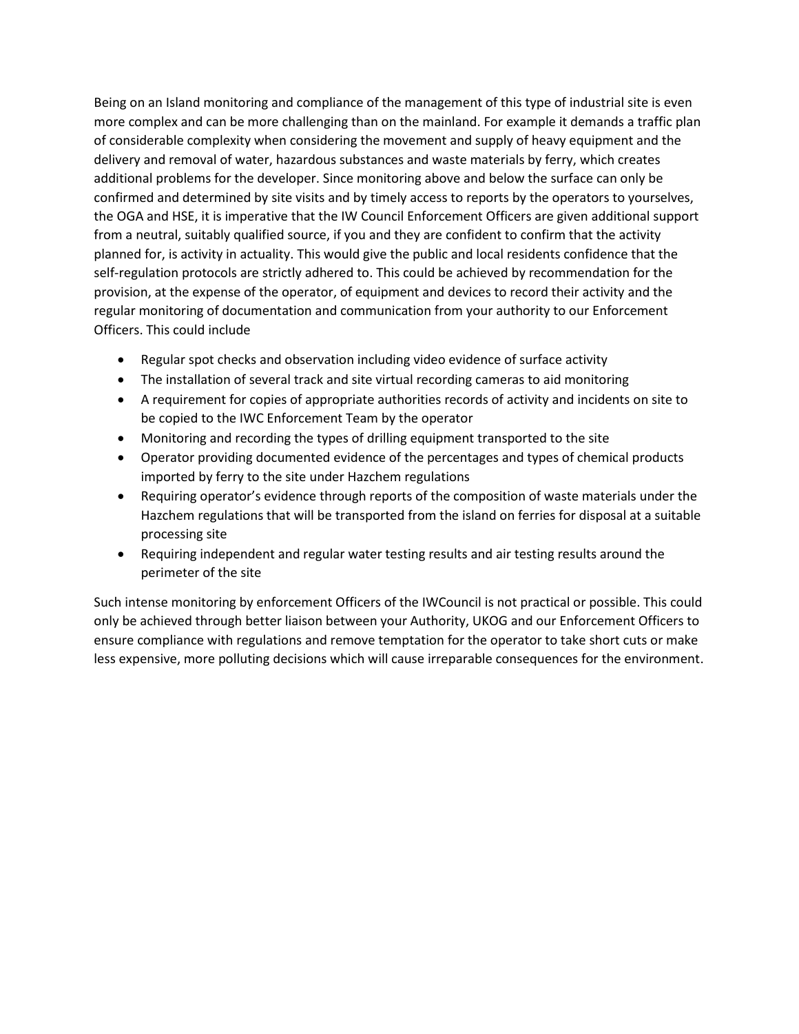Being on an Island monitoring and compliance of the management of this type of industrial site is even more complex and can be more challenging than on the mainland. For example it demands a traffic plan of considerable complexity when considering the movement and supply of heavy equipment and the delivery and removal of water, hazardous substances and waste materials by ferry, which creates additional problems for the developer. Since monitoring above and below the surface can only be confirmed and determined by site visits and by timely access to reports by the operators to yourselves, the OGA and HSE, it is imperative that the IW Council Enforcement Officers are given additional support from a neutral, suitably qualified source, if you and they are confident to confirm that the activity planned for, is activity in actuality. This would give the public and local residents confidence that the self-regulation protocols are strictly adhered to. This could be achieved by recommendation for the provision, at the expense of the operator, of equipment and devices to record their activity and the regular monitoring of documentation and communication from your authority to our Enforcement Officers. This could include

- Regular spot checks and observation including video evidence of surface activity
- The installation of several track and site virtual recording cameras to aid monitoring
- A requirement for copies of appropriate authorities records of activity and incidents on site to be copied to the IWC Enforcement Team by the operator
- Monitoring and recording the types of drilling equipment transported to the site
- Operator providing documented evidence of the percentages and types of chemical products imported by ferry to the site under Hazchem regulations
- Requiring operator's evidence through reports of the composition of waste materials under the Hazchem regulations that will be transported from the island on ferries for disposal at a suitable processing site
- Requiring independent and regular water testing results and air testing results around the perimeter of the site

Such intense monitoring by enforcement Officers of the IWCouncil is not practical or possible. This could only be achieved through better liaison between your Authority, UKOG and our Enforcement Officers to ensure compliance with regulations and remove temptation for the operator to take short cuts or make less expensive, more polluting decisions which will cause irreparable consequences for the environment.